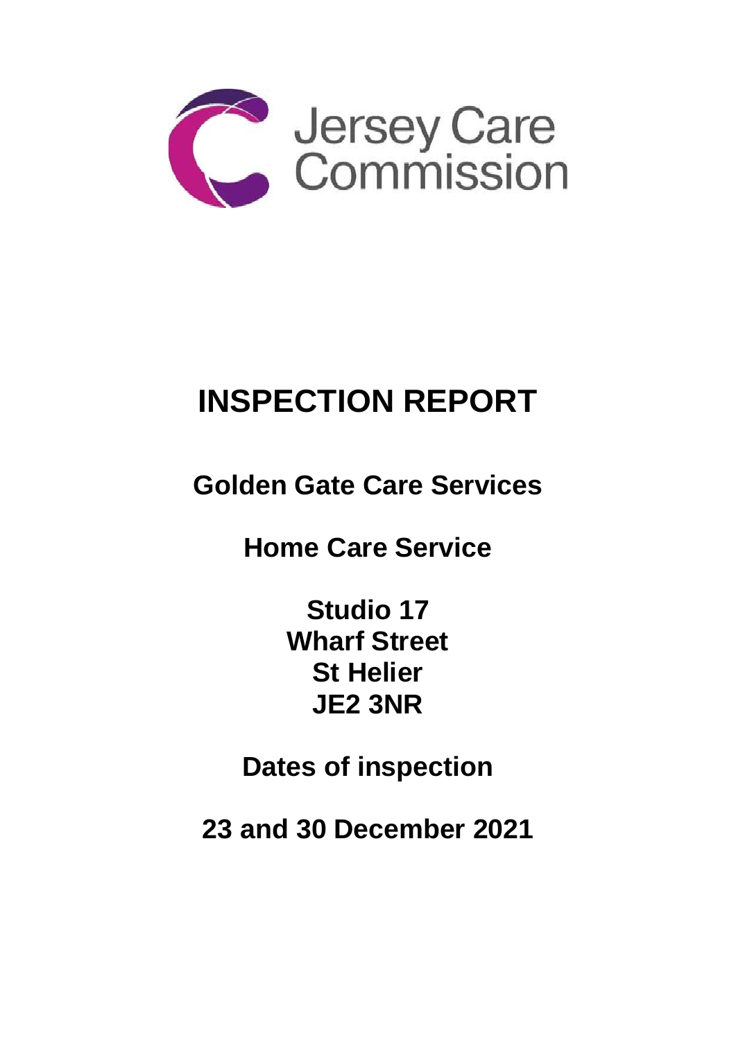Jersey Care Commission

# INSPECTION REPORT

## Golden Gate Care Services

## Home Care Service

**Studio 17**
**Wharf Street**
**St Helier**
**JE2 3NR**

## Dates of inspection

## 23 and 30 December 2021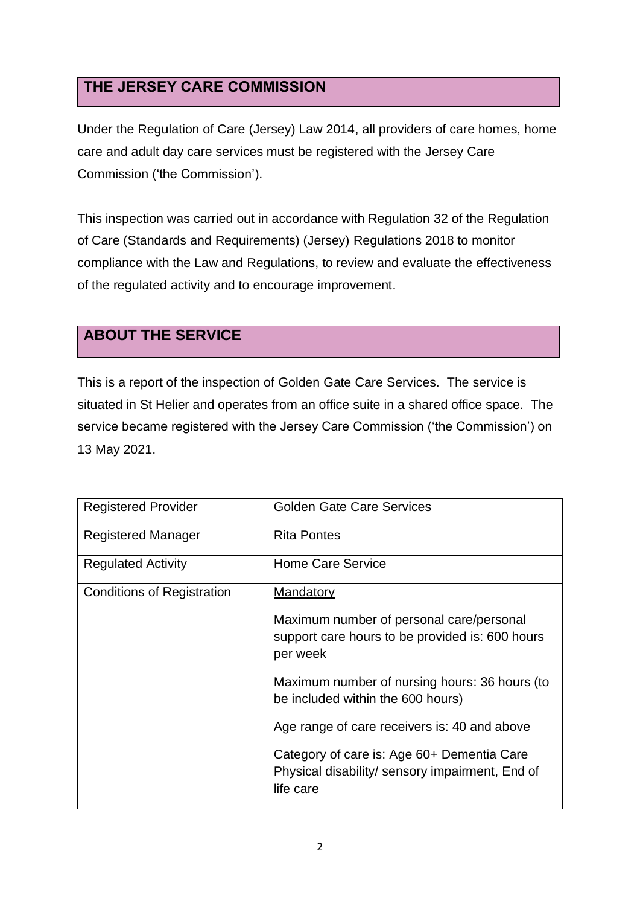## THE JERSEY CARE COMMISSION

Under the Regulation of Care (Jersey) Law 2014, all providers of care homes, home care and adult day care services must be registered with the Jersey Care Commission ('the Commission').

This inspection was carried out in accordance with Regulation 32 of the Regulation of Care (Standards and Requirements) (Jersey) Regulations 2018 to monitor compliance with the Law and Regulations, to review and evaluate the effectiveness of the regulated activity and to encourage improvement.

## ABOUT THE SERVICE

This is a report of the inspection of Golden Gate Care Services. The service is situated in St Helier and operates from an office suite in a shared office space. The service became registered with the Jersey Care Commission ('the Commission') on 13 May 2021.

| | |
|---|---|
| Registered Provider | Golden Gate Care Services |
| Registered Manager | Rita Pontes |
| Regulated Activity | Home Care Service |
| Conditions of Registration | <u>Mandatory</u><br><br>Maximum number of personal care/personal support care hours to be provided is: 600 hours per week<br><br>Maximum number of nursing hours: 36 hours (to be included within the 600 hours)<br><br>Age range of care receivers is: 40 and above<br><br>Category of care is: Age 60+ Dementia Care Physical disability/ sensory impairment, End of life care |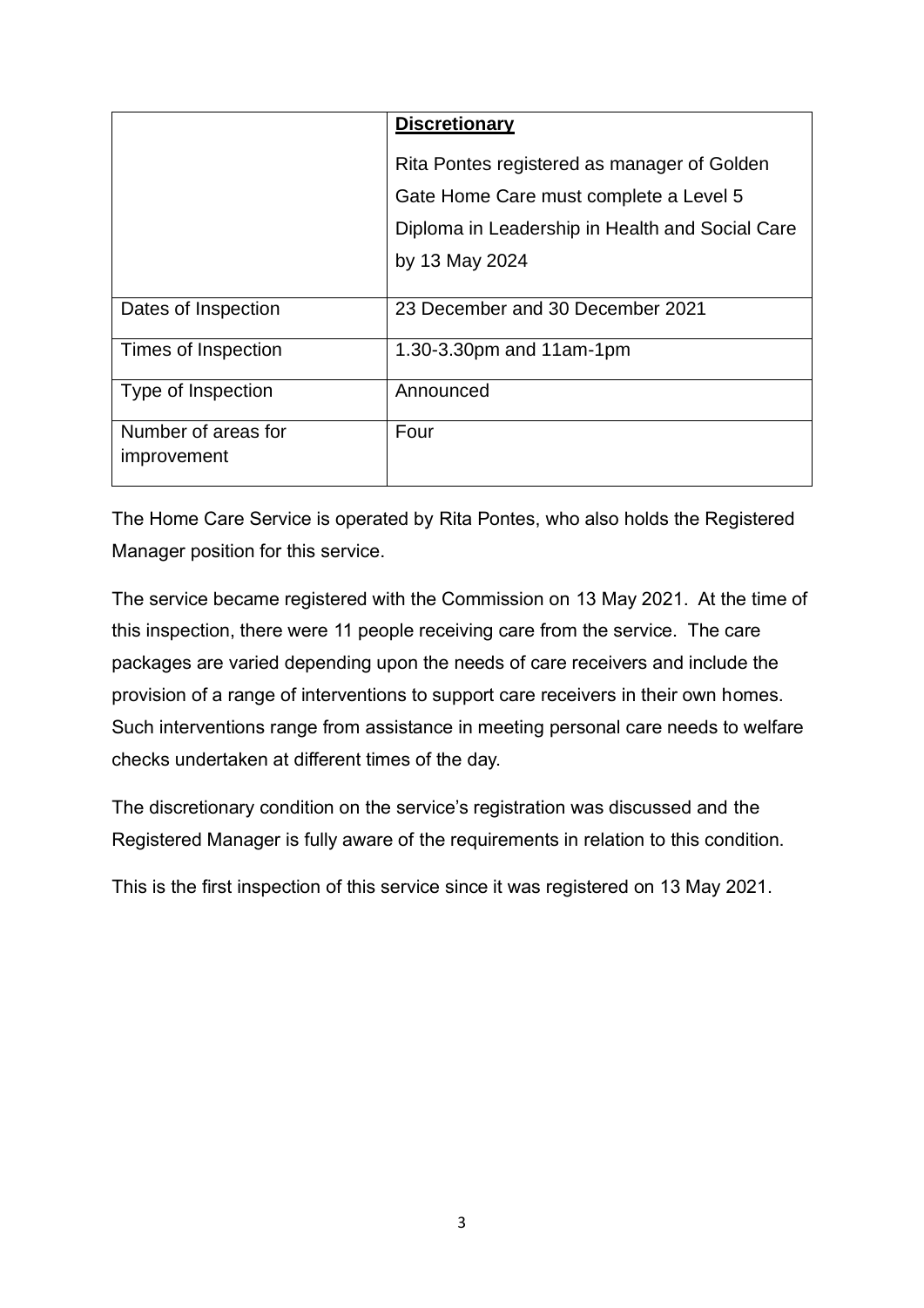| | |
|---|---|
| | **Discretionary**<br><br>Rita Pontes registered as manager of Golden Gate Home Care must complete a Level 5 Diploma in Leadership in Health and Social Care by 13 May 2024 |
| Dates of Inspection | 23 December and 30 December 2021 |
| Times of Inspection | 1.30-3.30pm and 11am-1pm |
| Type of Inspection | Announced |
| Number of areas for improvement | Four |

The Home Care Service is operated by Rita Pontes, who also holds the Registered Manager position for this service.

The service became registered with the Commission on 13 May 2021. At the time of this inspection, there were 11 people receiving care from the service. The care packages are varied depending upon the needs of care receivers and include the provision of a range of interventions to support care receivers in their own homes. Such interventions range from assistance in meeting personal care needs to welfare checks undertaken at different times of the day.

The discretionary condition on the service's registration was discussed and the Registered Manager is fully aware of the requirements in relation to this condition.

This is the first inspection of this service since it was registered on 13 May 2021.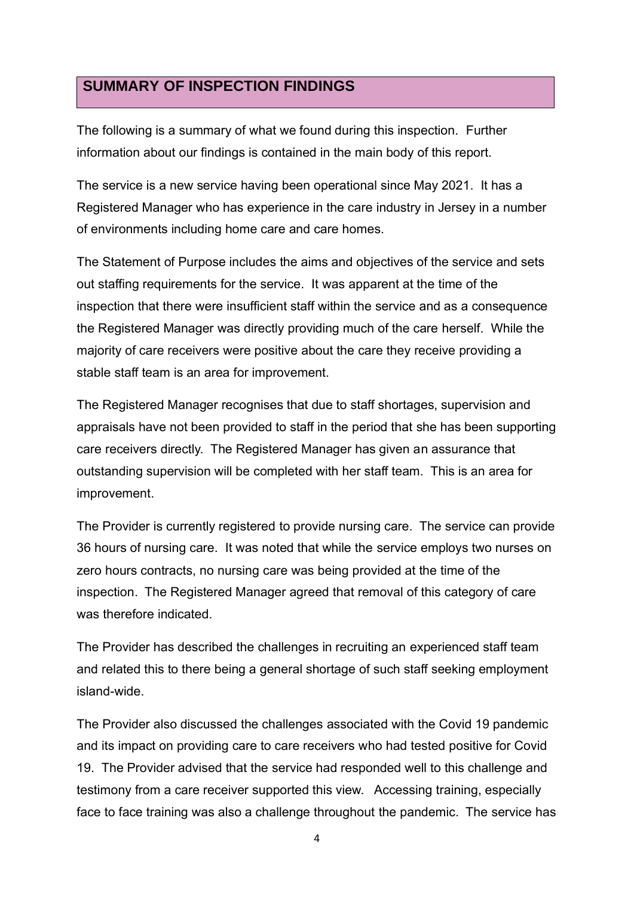## SUMMARY OF INSPECTION FINDINGS

The following is a summary of what we found during this inspection. Further information about our findings is contained in the main body of this report.

The service is a new service having been operational since May 2021. It has a Registered Manager who has experience in the care industry in Jersey in a number of environments including home care and care homes.

The Statement of Purpose includes the aims and objectives of the service and sets out staffing requirements for the service. It was apparent at the time of the inspection that there were insufficient staff within the service and as a consequence the Registered Manager was directly providing much of the care herself. While the majority of care receivers were positive about the care they receive providing a stable staff team is an area for improvement.

The Registered Manager recognises that due to staff shortages, supervision and appraisals have not been provided to staff in the period that she has been supporting care receivers directly. The Registered Manager has given an assurance that outstanding supervision will be completed with her staff team. This is an area for improvement.

The Provider is currently registered to provide nursing care. The service can provide 36 hours of nursing care. It was noted that while the service employs two nurses on zero hours contracts, no nursing care was being provided at the time of the inspection. The Registered Manager agreed that removal of this category of care was therefore indicated.

The Provider has described the challenges in recruiting an experienced staff team and related this to there being a general shortage of such staff seeking employment island-wide.

The Provider also discussed the challenges associated with the Covid 19 pandemic and its impact on providing care to care receivers who had tested positive for Covid 19. The Provider advised that the service had responded well to this challenge and testimony from a care receiver supported this view. Accessing training, especially face to face training was also a challenge throughout the pandemic. The service has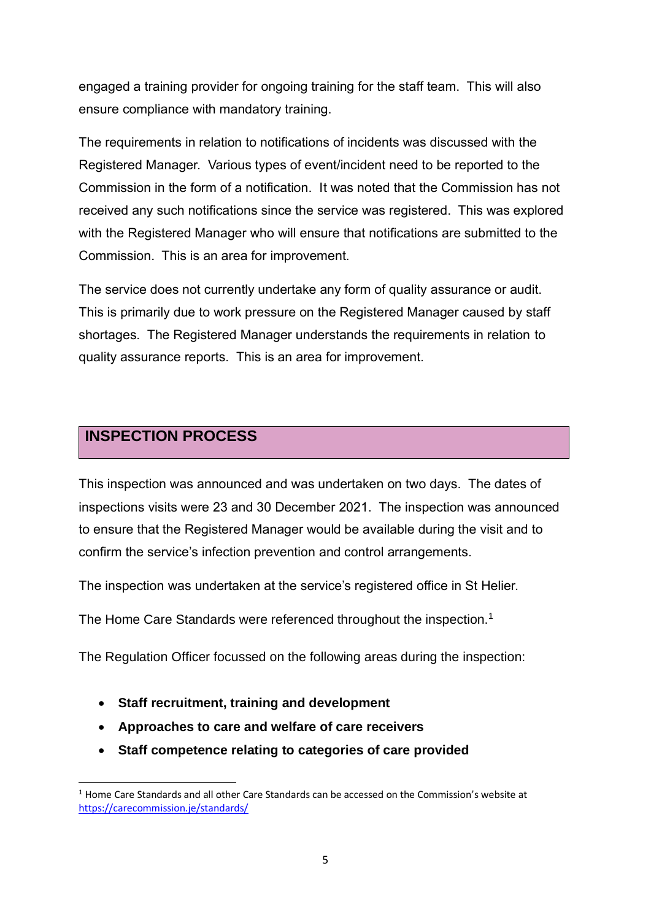engaged a training provider for ongoing training for the staff team. This will also ensure compliance with mandatory training.

The requirements in relation to notifications of incidents was discussed with the Registered Manager. Various types of event/incident need to be reported to the Commission in the form of a notification. It was noted that the Commission has not received any such notifications since the service was registered. This was explored with the Registered Manager who will ensure that notifications are submitted to the Commission. This is an area for improvement.

The service does not currently undertake any form of quality assurance or audit. This is primarily due to work pressure on the Registered Manager caused by staff shortages. The Registered Manager understands the requirements in relation to quality assurance reports. This is an area for improvement.

## INSPECTION PROCESS

This inspection was announced and was undertaken on two days. The dates of inspections visits were 23 and 30 December 2021. The inspection was announced to ensure that the Registered Manager would be available during the visit and to confirm the service's infection prevention and control arrangements.

The inspection was undertaken at the service's registered office in St Helier.

The Home Care Standards were referenced throughout the inspection.[1]

The Regulation Officer focussed on the following areas during the inspection:

- **Staff recruitment, training and development**
- **Approaches to care and welfare of care receivers**
- **Staff competence relating to categories of care provided**

[1] Home Care Standards and all other Care Standards can be accessed on the Commission's website at https://carecommission.je/standards/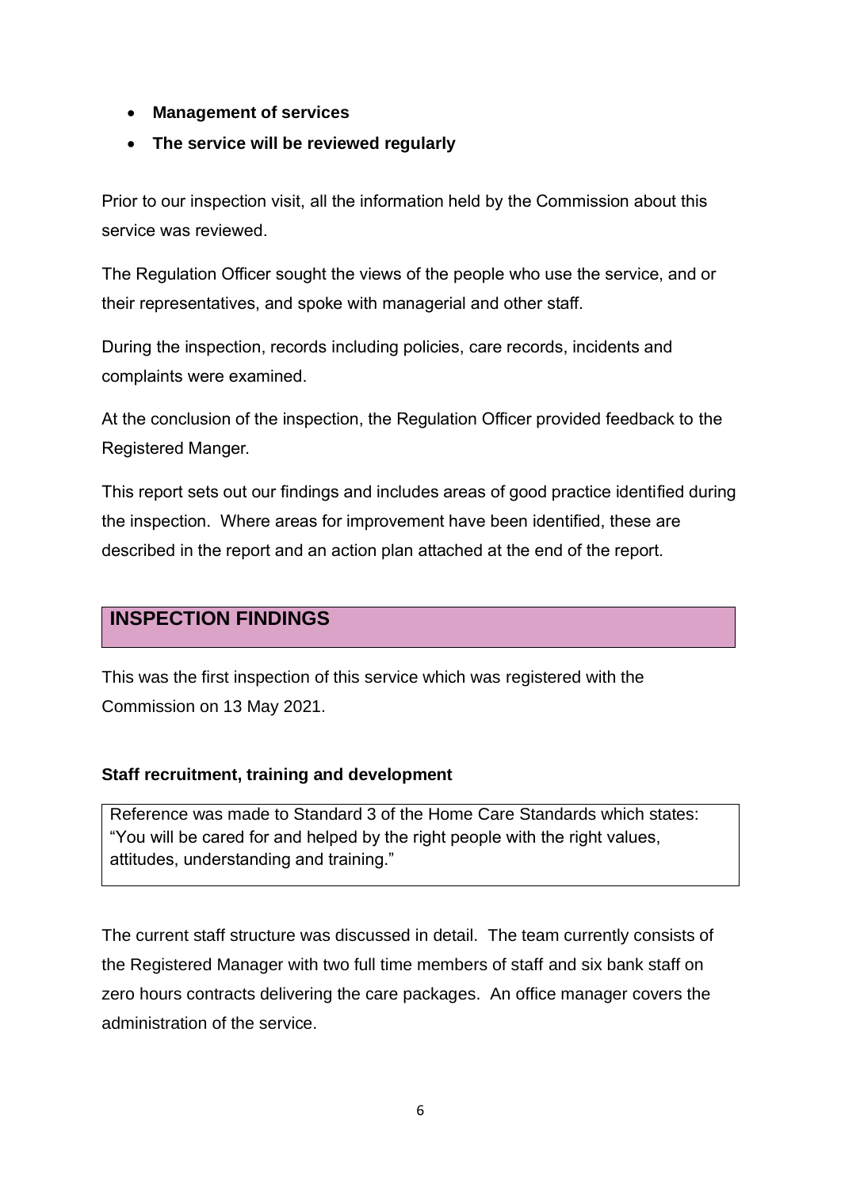- **Management of services**
- **The service will be reviewed regularly**

Prior to our inspection visit, all the information held by the Commission about this service was reviewed.

The Regulation Officer sought the views of the people who use the service, and or their representatives, and spoke with managerial and other staff.

During the inspection, records including policies, care records, incidents and complaints were examined.

At the conclusion of the inspection, the Regulation Officer provided feedback to the Registered Manger.

This report sets out our findings and includes areas of good practice identified during the inspection. Where areas for improvement have been identified, these are described in the report and an action plan attached at the end of the report.

## INSPECTION FINDINGS

This was the first inspection of this service which was registered with the Commission on 13 May 2021.

### Staff recruitment, training and development

> Reference was made to Standard 3 of the Home Care Standards which states: "You will be cared for and helped by the right people with the right values, attitudes, understanding and training."

The current staff structure was discussed in detail. The team currently consists of the Registered Manager with two full time members of staff and six bank staff on zero hours contracts delivering the care packages. An office manager covers the administration of the service.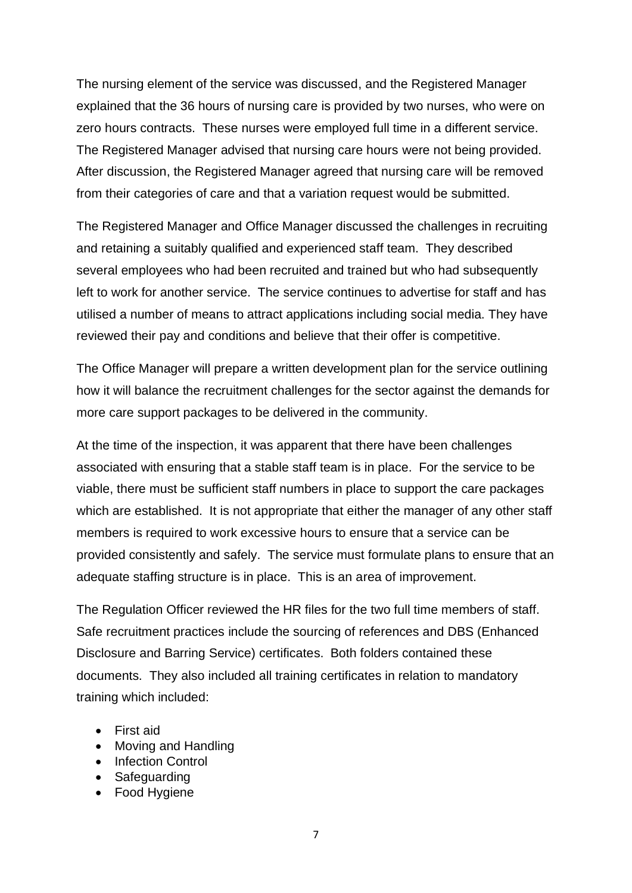The nursing element of the service was discussed, and the Registered Manager explained that the 36 hours of nursing care is provided by two nurses, who were on zero hours contracts. These nurses were employed full time in a different service. The Registered Manager advised that nursing care hours were not being provided. After discussion, the Registered Manager agreed that nursing care will be removed from their categories of care and that a variation request would be submitted.

The Registered Manager and Office Manager discussed the challenges in recruiting and retaining a suitably qualified and experienced staff team. They described several employees who had been recruited and trained but who had subsequently left to work for another service. The service continues to advertise for staff and has utilised a number of means to attract applications including social media. They have reviewed their pay and conditions and believe that their offer is competitive.

The Office Manager will prepare a written development plan for the service outlining how it will balance the recruitment challenges for the sector against the demands for more care support packages to be delivered in the community.

At the time of the inspection, it was apparent that there have been challenges associated with ensuring that a stable staff team is in place. For the service to be viable, there must be sufficient staff numbers in place to support the care packages which are established. It is not appropriate that either the manager of any other staff members is required to work excessive hours to ensure that a service can be provided consistently and safely. The service must formulate plans to ensure that an adequate staffing structure is in place. This is an area of improvement.

The Regulation Officer reviewed the HR files for the two full time members of staff. Safe recruitment practices include the sourcing of references and DBS (Enhanced Disclosure and Barring Service) certificates. Both folders contained these documents. They also included all training certificates in relation to mandatory training which included:

- First aid
- Moving and Handling
- Infection Control
- Safeguarding
- Food Hygiene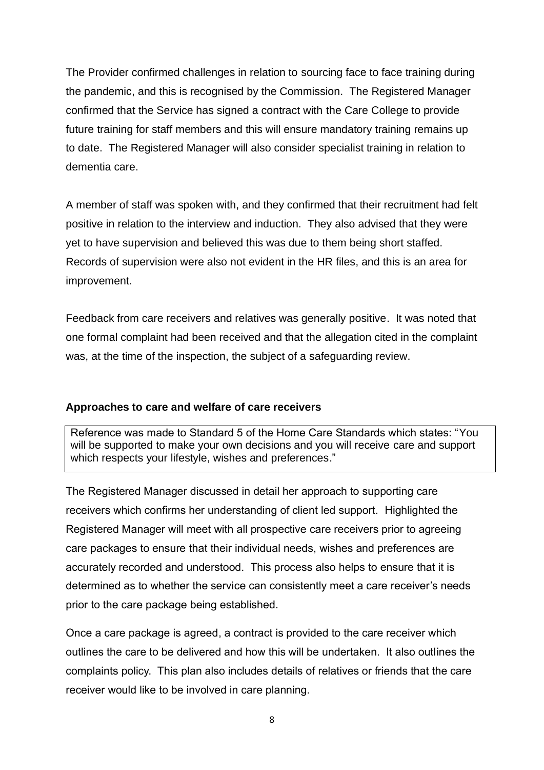The Provider confirmed challenges in relation to sourcing face to face training during the pandemic, and this is recognised by the Commission. The Registered Manager confirmed that the Service has signed a contract with the Care College to provide future training for staff members and this will ensure mandatory training remains up to date. The Registered Manager will also consider specialist training in relation to dementia care.

A member of staff was spoken with, and they confirmed that their recruitment had felt positive in relation to the interview and induction. They also advised that they were yet to have supervision and believed this was due to them being short staffed. Records of supervision were also not evident in the HR files, and this is an area for improvement.

Feedback from care receivers and relatives was generally positive. It was noted that one formal complaint had been received and that the allegation cited in the complaint was, at the time of the inspection, the subject of a safeguarding review.

**Approaches to care and welfare of care receivers**

Reference was made to Standard 5 of the Home Care Standards which states: "You will be supported to make your own decisions and you will receive care and support which respects your lifestyle, wishes and preferences."

The Registered Manager discussed in detail her approach to supporting care receivers which confirms her understanding of client led support. Highlighted the Registered Manager will meet with all prospective care receivers prior to agreeing care packages to ensure that their individual needs, wishes and preferences are accurately recorded and understood. This process also helps to ensure that it is determined as to whether the service can consistently meet a care receiver's needs prior to the care package being established.

Once a care package is agreed, a contract is provided to the care receiver which outlines the care to be delivered and how this will be undertaken. It also outlines the complaints policy. This plan also includes details of relatives or friends that the care receiver would like to be involved in care planning.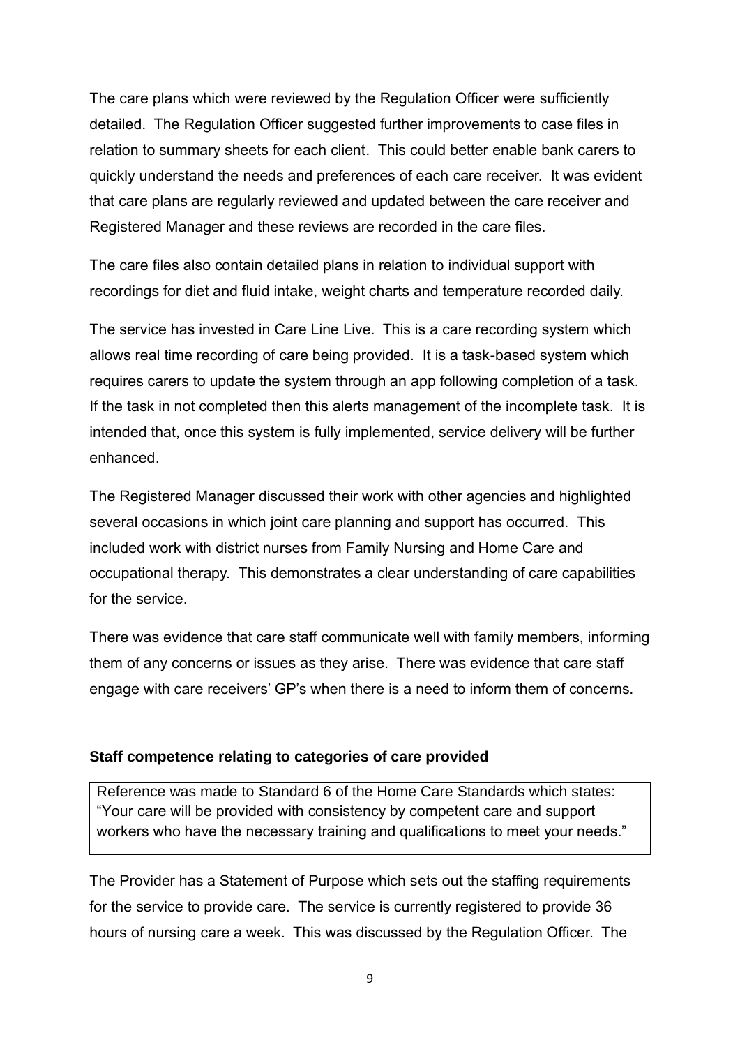The care plans which were reviewed by the Regulation Officer were sufficiently detailed. The Regulation Officer suggested further improvements to case files in relation to summary sheets for each client. This could better enable bank carers to quickly understand the needs and preferences of each care receiver. It was evident that care plans are regularly reviewed and updated between the care receiver and Registered Manager and these reviews are recorded in the care files.

The care files also contain detailed plans in relation to individual support with recordings for diet and fluid intake, weight charts and temperature recorded daily.

The service has invested in Care Line Live. This is a care recording system which allows real time recording of care being provided. It is a task-based system which requires carers to update the system through an app following completion of a task. If the task in not completed then this alerts management of the incomplete task. It is intended that, once this system is fully implemented, service delivery will be further enhanced.

The Registered Manager discussed their work with other agencies and highlighted several occasions in which joint care planning and support has occurred. This included work with district nurses from Family Nursing and Home Care and occupational therapy. This demonstrates a clear understanding of care capabilities for the service.

There was evidence that care staff communicate well with family members, informing them of any concerns or issues as they arise. There was evidence that care staff engage with care receivers' GP's when there is a need to inform them of concerns.

### Staff competence relating to categories of care provided

Reference was made to Standard 6 of the Home Care Standards which states: "Your care will be provided with consistency by competent care and support workers who have the necessary training and qualifications to meet your needs."

The Provider has a Statement of Purpose which sets out the staffing requirements for the service to provide care. The service is currently registered to provide 36 hours of nursing care a week. This was discussed by the Regulation Officer. The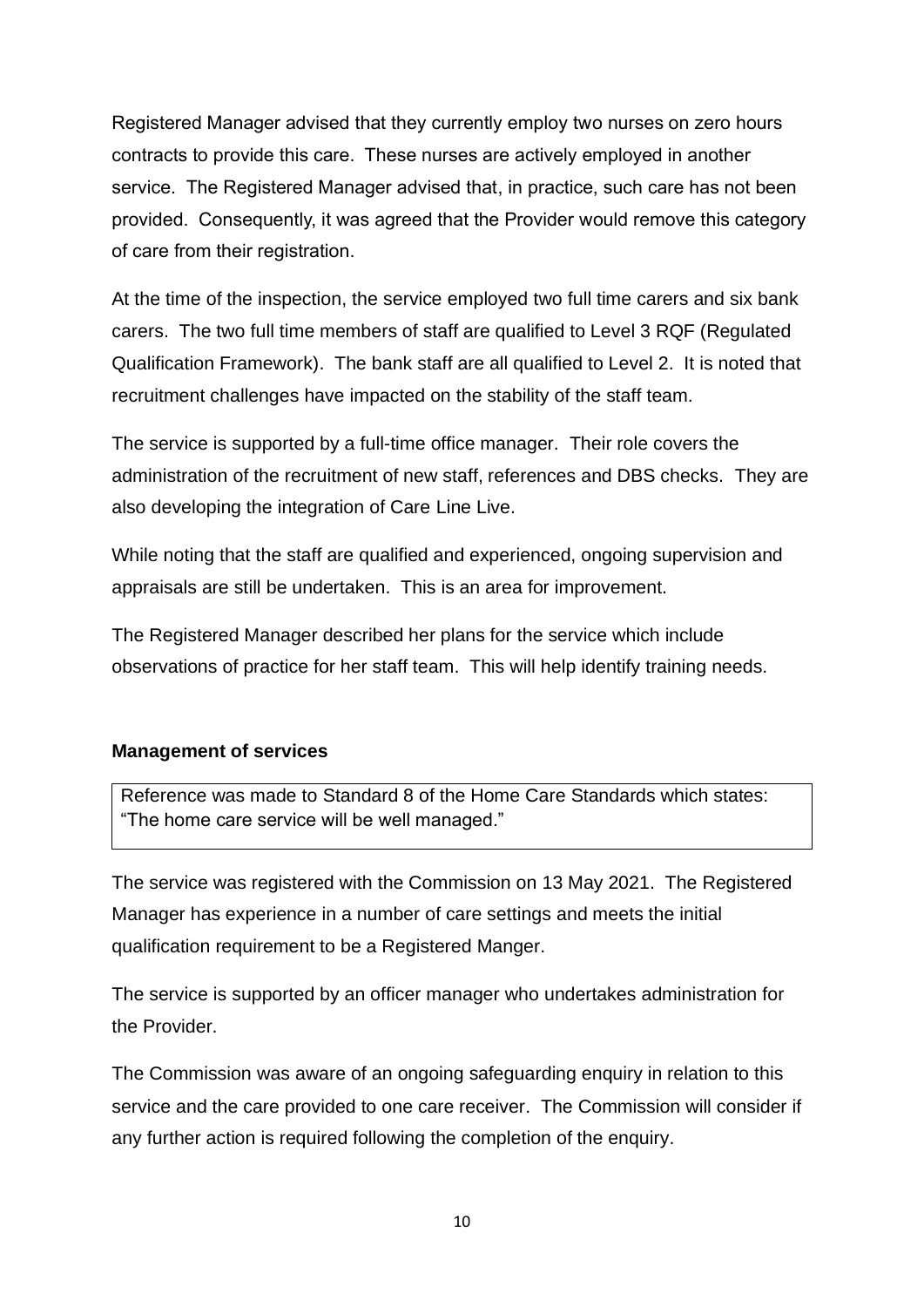Registered Manager advised that they currently employ two nurses on zero hours contracts to provide this care. These nurses are actively employed in another service. The Registered Manager advised that, in practice, such care has not been provided. Consequently, it was agreed that the Provider would remove this category of care from their registration.

At the time of the inspection, the service employed two full time carers and six bank carers. The two full time members of staff are qualified to Level 3 RQF (Regulated Qualification Framework). The bank staff are all qualified to Level 2. It is noted that recruitment challenges have impacted on the stability of the staff team.

The service is supported by a full-time office manager. Their role covers the administration of the recruitment of new staff, references and DBS checks. They are also developing the integration of Care Line Live.

While noting that the staff are qualified and experienced, ongoing supervision and appraisals are still be undertaken. This is an area for improvement.

The Registered Manager described her plans for the service which include observations of practice for her staff team. This will help identify training needs.

**Management of services**

Reference was made to Standard 8 of the Home Care Standards which states: "The home care service will be well managed."

The service was registered with the Commission on 13 May 2021. The Registered Manager has experience in a number of care settings and meets the initial qualification requirement to be a Registered Manger.

The service is supported by an officer manager who undertakes administration for the Provider.

The Commission was aware of an ongoing safeguarding enquiry in relation to this service and the care provided to one care receiver. The Commission will consider if any further action is required following the completion of the enquiry.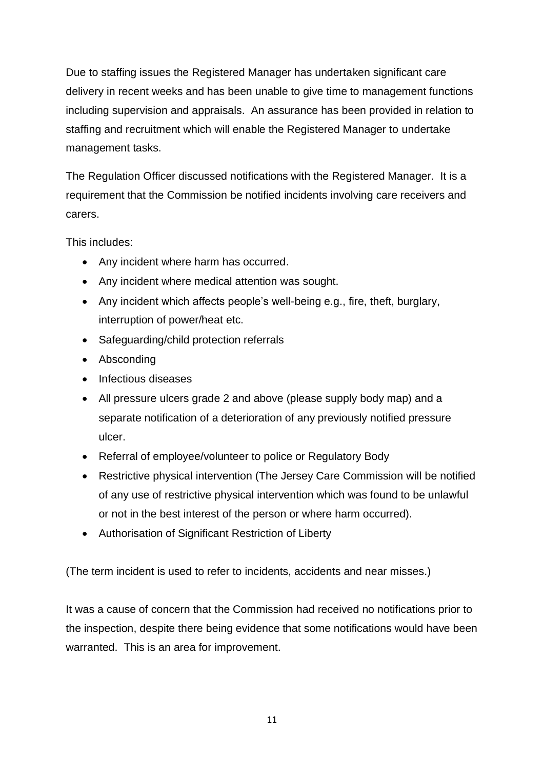Due to staffing issues the Registered Manager has undertaken significant care delivery in recent weeks and has been unable to give time to management functions including supervision and appraisals. An assurance has been provided in relation to staffing and recruitment which will enable the Registered Manager to undertake management tasks.

The Regulation Officer discussed notifications with the Registered Manager. It is a requirement that the Commission be notified incidents involving care receivers and carers.

This includes:

- Any incident where harm has occurred.
- Any incident where medical attention was sought.
- Any incident which affects people's well-being e.g., fire, theft, burglary, interruption of power/heat etc.
- Safeguarding/child protection referrals
- Absconding
- Infectious diseases
- All pressure ulcers grade 2 and above (please supply body map) and a separate notification of a deterioration of any previously notified pressure ulcer.
- Referral of employee/volunteer to police or Regulatory Body
- Restrictive physical intervention (The Jersey Care Commission will be notified of any use of restrictive physical intervention which was found to be unlawful or not in the best interest of the person or where harm occurred).
- Authorisation of Significant Restriction of Liberty

(The term incident is used to refer to incidents, accidents and near misses.)

It was a cause of concern that the Commission had received no notifications prior to the inspection, despite there being evidence that some notifications would have been warranted. This is an area for improvement.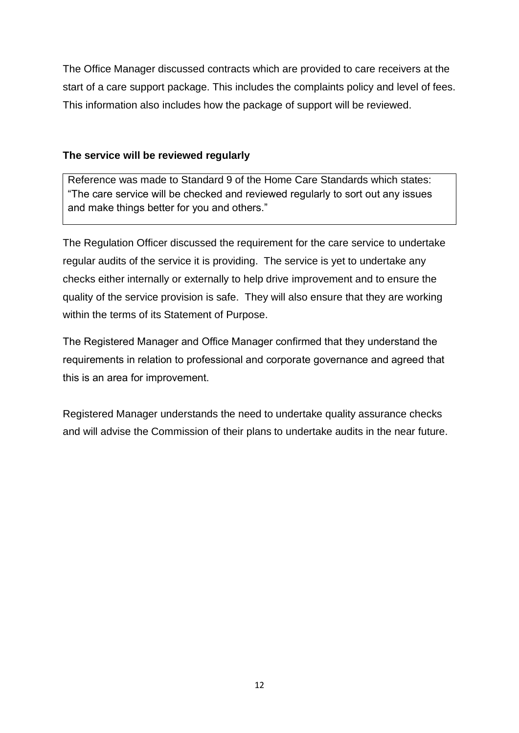The Office Manager discussed contracts which are provided to care receivers at the start of a care support package. This includes the complaints policy and level of fees. This information also includes how the package of support will be reviewed.

**The service will be reviewed regularly**

> Reference was made to Standard 9 of the Home Care Standards which states: "The care service will be checked and reviewed regularly to sort out any issues and make things better for you and others."

The Regulation Officer discussed the requirement for the care service to undertake regular audits of the service it is providing. The service is yet to undertake any checks either internally or externally to help drive improvement and to ensure the quality of the service provision is safe. They will also ensure that they are working within the terms of its Statement of Purpose.

The Registered Manager and Office Manager confirmed that they understand the requirements in relation to professional and corporate governance and agreed that this is an area for improvement.

Registered Manager understands the need to undertake quality assurance checks and will advise the Commission of their plans to undertake audits in the near future.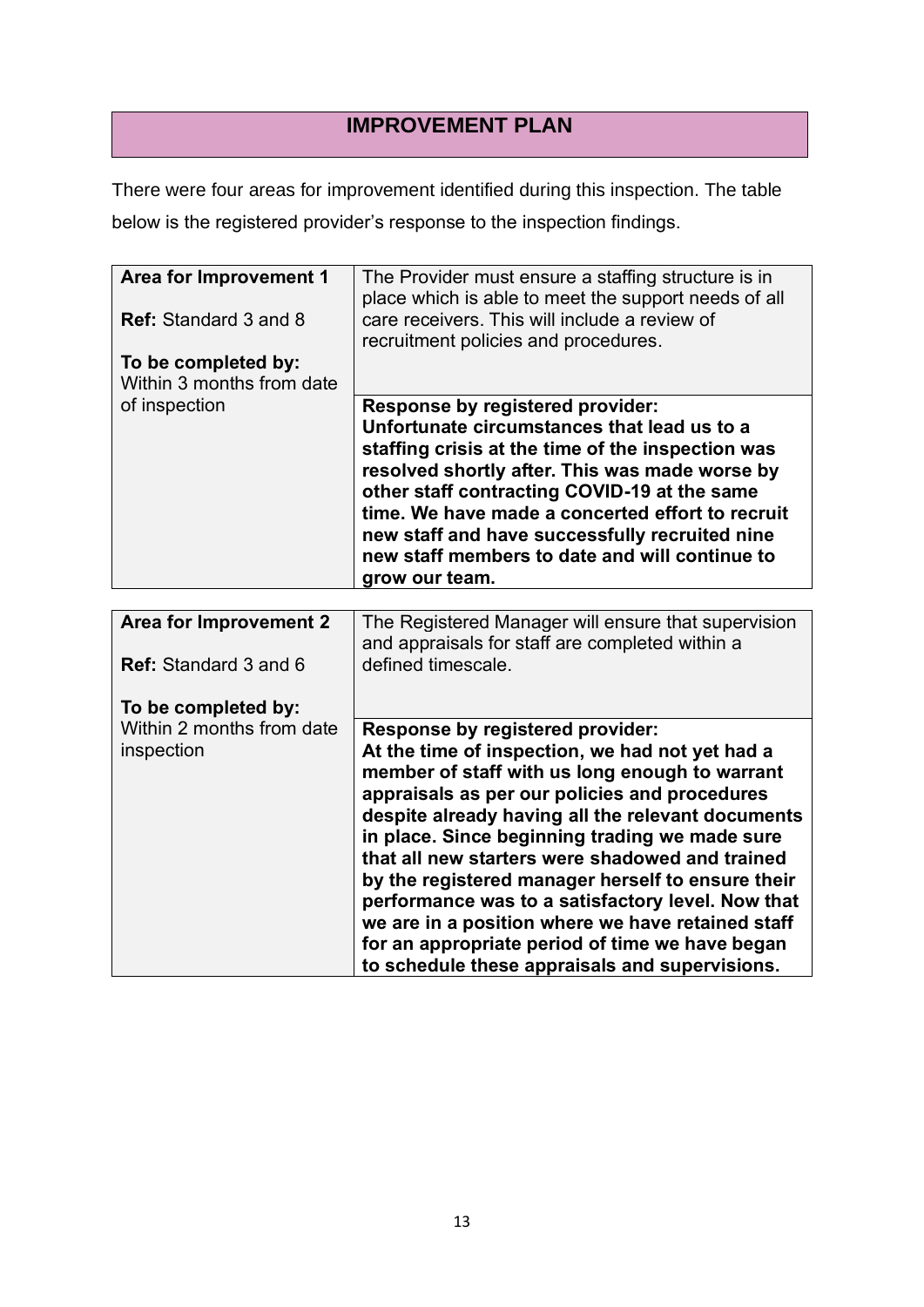# IMPROVEMENT PLAN

There were four areas for improvement identified during this inspection. The table below is the registered provider's response to the inspection findings.

| **Area for Improvement 1**<br><br>**Ref:** Standard 3 and 8<br><br>**To be completed by:** Within 3 months from date of inspection | The Provider must ensure a staffing structure is in place which is able to meet the support needs of all care receivers. This will include a review of recruitment policies and procedures. |
|---|---|
| | **Response by registered provider:**<br>**Unfortunate circumstances that lead us to a staffing crisis at the time of the inspection was resolved shortly after. This was made worse by other staff contracting COVID-19 at the same time. We have made a concerted effort to recruit new staff and have successfully recruited nine new staff members to date and will continue to grow our team.** |

| **Area for Improvement 2**<br><br>**Ref:** Standard 3 and 6<br><br>**To be completed by:** Within 2 months from date inspection | The Registered Manager will ensure that supervision and appraisals for staff are completed within a defined timescale. |
|---|---|
| | **Response by registered provider:**<br>**At the time of inspection, we had not yet had a member of staff with us long enough to warrant appraisals as per our policies and procedures despite already having all the relevant documents in place. Since beginning trading we made sure that all new starters were shadowed and trained by the registered manager herself to ensure their performance was to a satisfactory level. Now that we are in a position where we have retained staff for an appropriate period of time we have began to schedule these appraisals and supervisions.** |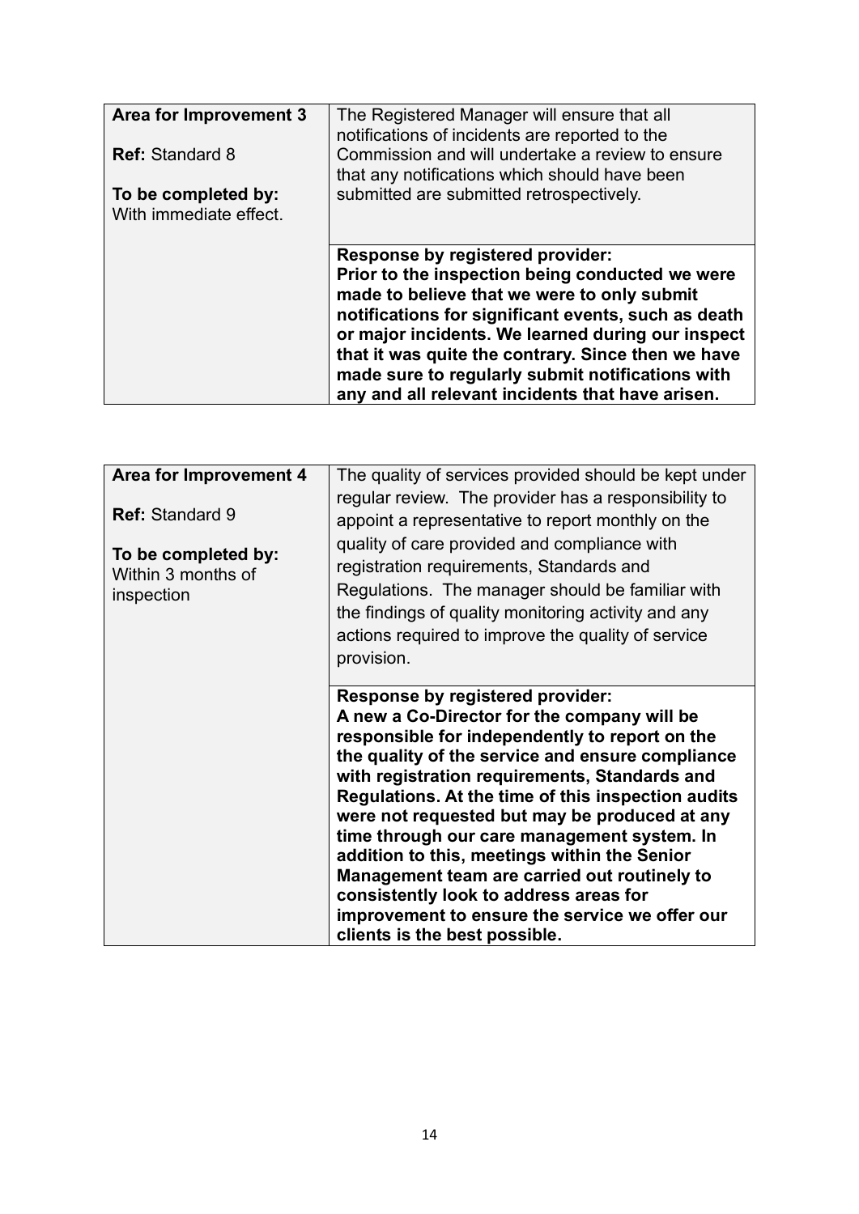| **Area for Improvement 3**<br><br>**Ref:** Standard 8<br><br>**To be completed by:**<br>With immediate effect. | The Registered Manager will ensure that all notifications of incidents are reported to the Commission and will undertake a review to ensure that any notifications which should have been submitted are submitted retrospectively. |
|---|---|
| | **Response by registered provider:**<br>**Prior to the inspection being conducted we were made to believe that we were to only submit notifications for significant events, such as death or major incidents. We learned during our inspect that it was quite the contrary. Since then we have made sure to regularly submit notifications with any and all relevant incidents that have arisen.** |

| **Area for Improvement 4**<br><br>**Ref:** Standard 9<br><br>**To be completed by:**<br>Within 3 months of inspection | The quality of services provided should be kept under regular review. The provider has a responsibility to appoint a representative to report monthly on the quality of care provided and compliance with registration requirements, Standards and Regulations. The manager should be familiar with the findings of quality monitoring activity and any actions required to improve the quality of service provision. |
|---|---|
| | **Response by registered provider:**<br>**A new a Co-Director for the company will be responsible for independently to report on the the quality of the service and ensure compliance with registration requirements, Standards and Regulations. At the time of this inspection audits were not requested but may be produced at any time through our care management system. In addition to this, meetings within the Senior Management team are carried out routinely to consistently look to address areas for improvement to ensure the service we offer our clients is the best possible.** |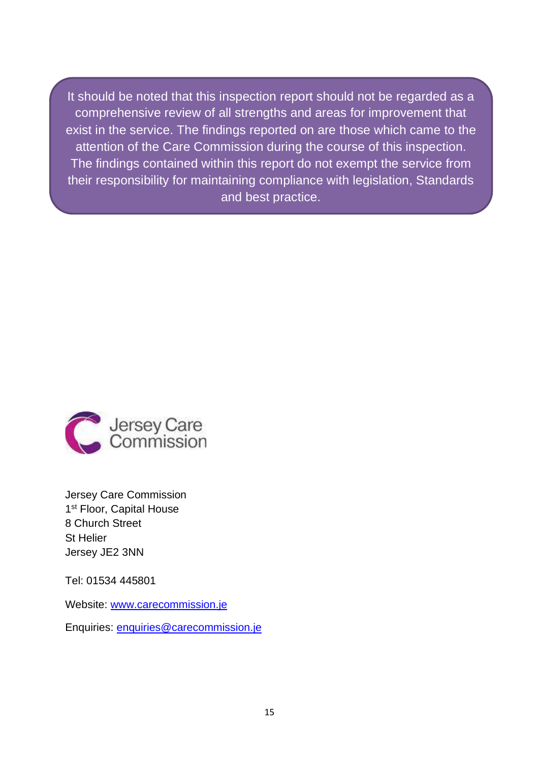It should be noted that this inspection report should not be regarded as a comprehensive review of all strengths and areas for improvement that exist in the service. The findings reported on are those which came to the attention of the Care Commission during the course of this inspection. The findings contained within this report do not exempt the service from their responsibility for maintaining compliance with legislation, Standards and best practice.

Jersey Care Commission

Jersey Care Commission
1st Floor, Capital House
8 Church Street
St Helier
Jersey JE2 3NN

Tel: 01534 445801

Website: www.carecommission.je

Enquiries: enquiries@carecommission.je